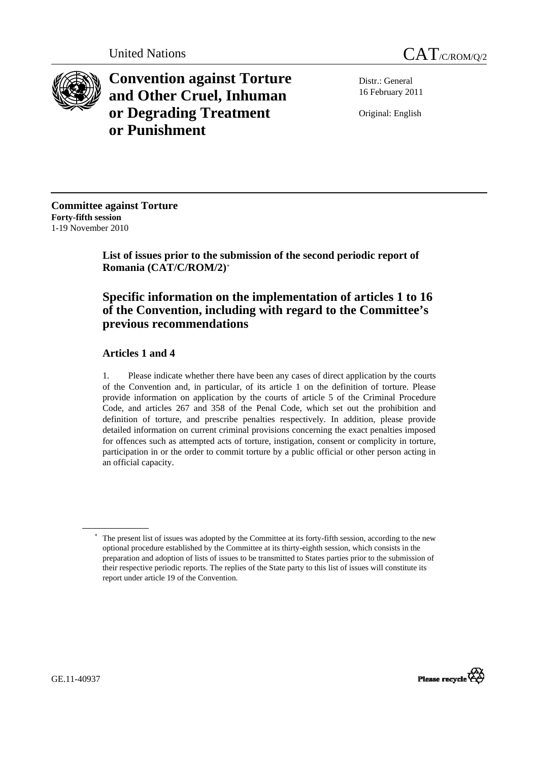United Nations CAT/C/ROM/Q/2

# Convention against Torture and Other Cruel, Inhuman or Degrading Treatment or Punishment

Distr.: General
16 February 2011

Original: English

**Committee against Torture**
**Forty-fifth session**
1-19 November 2010

## List of issues prior to the submission of the second periodic report of Romania (CAT/C/ROM/2)*

## Specific information on the implementation of articles 1 to 16 of the Convention, including with regard to the Committee's previous recommendations

### Articles 1 and 4

1. Please indicate whether there have been any cases of direct application by the courts of the Convention and, in particular, of its article 1 on the definition of torture. Please provide information on application by the courts of article 5 of the Criminal Procedure Code, and articles 267 and 358 of the Penal Code, which set out the prohibition and definition of torture, and prescribe penalties respectively. In addition, please provide detailed information on current criminal provisions concerning the exact penalties imposed for offences such as attempted acts of torture, instigation, consent or complicity in torture, participation in or the order to commit torture by a public official or other person acting in an official capacity.

---

* The present list of issues was adopted by the Committee at its forty-fifth session, according to the new optional procedure established by the Committee at its thirty-eighth session, which consists in the preparation and adoption of lists of issues to be transmitted to States parties prior to the submission of their respective periodic reports. The replies of the State party to this list of issues will constitute its report under article 19 of the Convention.

GE.11-40937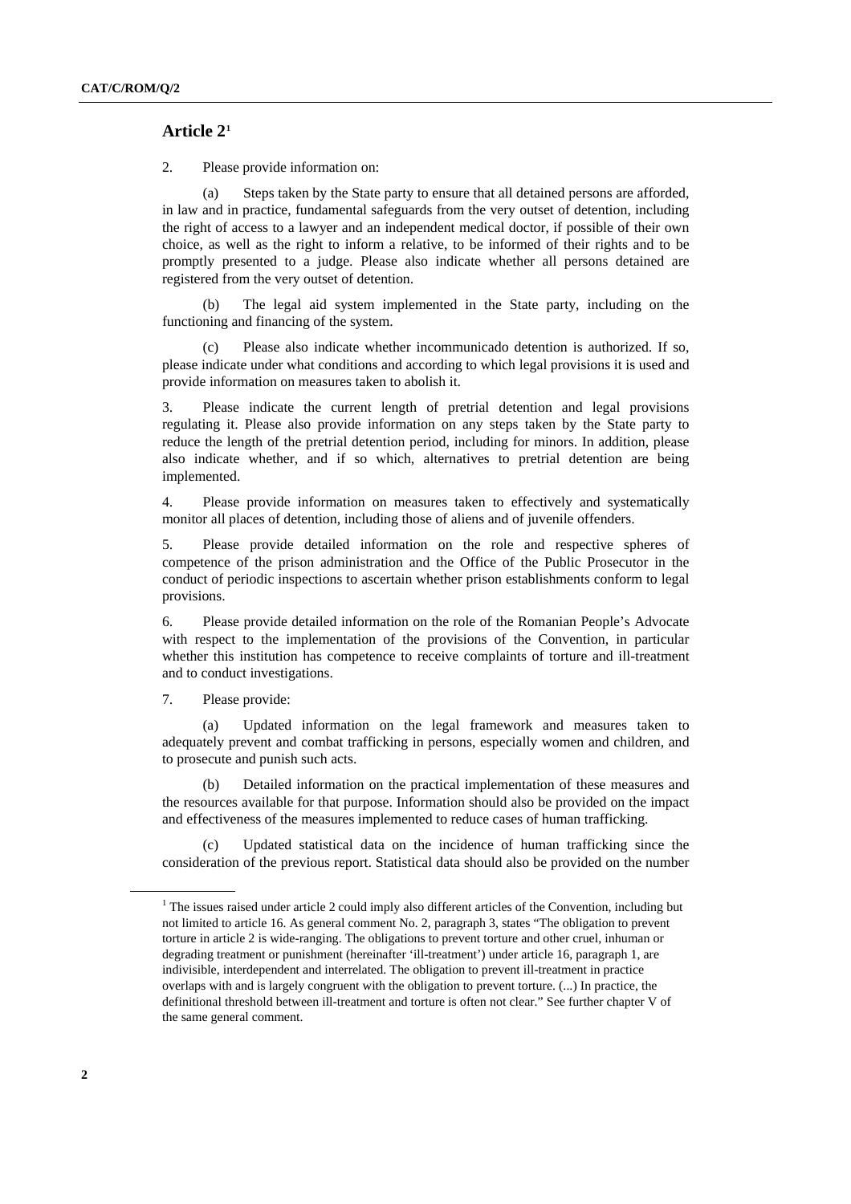## Article 2[1]

2. Please provide information on:

(a) Steps taken by the State party to ensure that all detained persons are afforded, in law and in practice, fundamental safeguards from the very outset of detention, including the right of access to a lawyer and an independent medical doctor, if possible of their own choice, as well as the right to inform a relative, to be informed of their rights and to be promptly presented to a judge. Please also indicate whether all persons detained are registered from the very outset of detention.

(b) The legal aid system implemented in the State party, including on the functioning and financing of the system.

(c) Please also indicate whether incommunicado detention is authorized. If so, please indicate under what conditions and according to which legal provisions it is used and provide information on measures taken to abolish it.

3. Please indicate the current length of pretrial detention and legal provisions regulating it. Please also provide information on any steps taken by the State party to reduce the length of the pretrial detention period, including for minors. In addition, please also indicate whether, and if so which, alternatives to pretrial detention are being implemented.

4. Please provide information on measures taken to effectively and systematically monitor all places of detention, including those of aliens and of juvenile offenders.

5. Please provide detailed information on the role and respective spheres of competence of the prison administration and the Office of the Public Prosecutor in the conduct of periodic inspections to ascertain whether prison establishments conform to legal provisions.

6. Please provide detailed information on the role of the Romanian People's Advocate with respect to the implementation of the provisions of the Convention, in particular whether this institution has competence to receive complaints of torture and ill-treatment and to conduct investigations.

7. Please provide:

(a) Updated information on the legal framework and measures taken to adequately prevent and combat trafficking in persons, especially women and children, and to prosecute and punish such acts.

(b) Detailed information on the practical implementation of these measures and the resources available for that purpose. Information should also be provided on the impact and effectiveness of the measures implemented to reduce cases of human trafficking.

(c) Updated statistical data on the incidence of human trafficking since the consideration of the previous report. Statistical data should also be provided on the number

---

[1] The issues raised under article 2 could imply also different articles of the Convention, including but not limited to article 16. As general comment No. 2, paragraph 3, states "The obligation to prevent torture in article 2 is wide-ranging. The obligations to prevent torture and other cruel, inhuman or degrading treatment or punishment (hereinafter 'ill-treatment') under article 16, paragraph 1, are indivisible, interdependent and interrelated. The obligation to prevent ill-treatment in practice overlaps with and is largely congruent with the obligation to prevent torture. (...) In practice, the definitional threshold between ill-treatment and torture is often not clear." See further chapter V of the same general comment.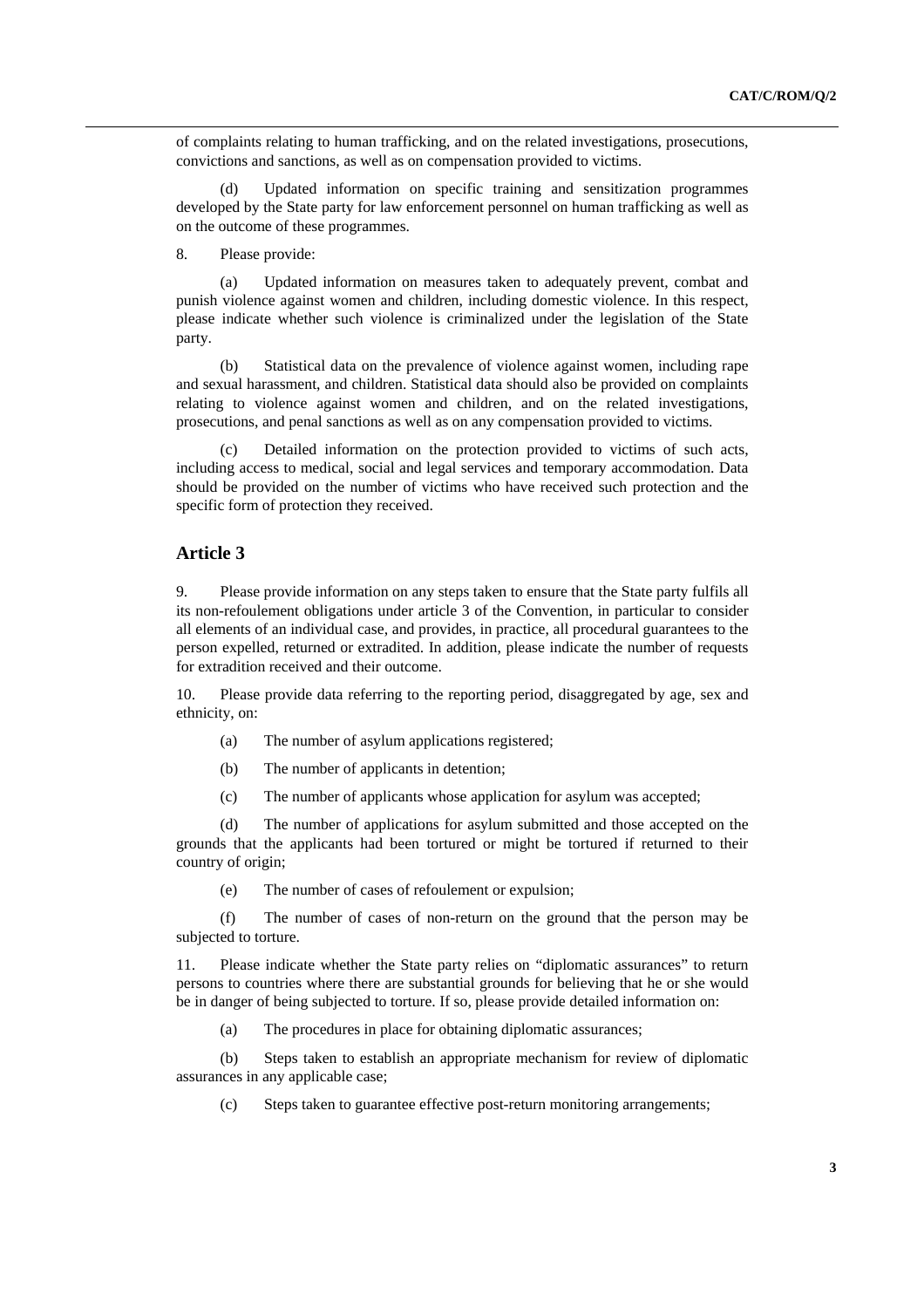of complaints relating to human trafficking, and on the related investigations, prosecutions, convictions and sanctions, as well as on compensation provided to victims.

(d) Updated information on specific training and sensitization programmes developed by the State party for law enforcement personnel on human trafficking as well as on the outcome of these programmes.

8. Please provide:

(a) Updated information on measures taken to adequately prevent, combat and punish violence against women and children, including domestic violence. In this respect, please indicate whether such violence is criminalized under the legislation of the State party.

(b) Statistical data on the prevalence of violence against women, including rape and sexual harassment, and children. Statistical data should also be provided on complaints relating to violence against women and children, and on the related investigations, prosecutions, and penal sanctions as well as on any compensation provided to victims.

(c) Detailed information on the protection provided to victims of such acts, including access to medical, social and legal services and temporary accommodation. Data should be provided on the number of victims who have received such protection and the specific form of protection they received.

## Article 3

9. Please provide information on any steps taken to ensure that the State party fulfils all its non-refoulement obligations under article 3 of the Convention, in particular to consider all elements of an individual case, and provides, in practice, all procedural guarantees to the person expelled, returned or extradited. In addition, please indicate the number of requests for extradition received and their outcome.

10. Please provide data referring to the reporting period, disaggregated by age, sex and ethnicity, on:

(a) The number of asylum applications registered;

(b) The number of applicants in detention;

(c) The number of applicants whose application for asylum was accepted;

(d) The number of applications for asylum submitted and those accepted on the grounds that the applicants had been tortured or might be tortured if returned to their country of origin;

(e) The number of cases of refoulement or expulsion;

(f) The number of cases of non-return on the ground that the person may be subjected to torture.

11. Please indicate whether the State party relies on "diplomatic assurances" to return persons to countries where there are substantial grounds for believing that he or she would be in danger of being subjected to torture. If so, please provide detailed information on:

(a) The procedures in place for obtaining diplomatic assurances;

(b) Steps taken to establish an appropriate mechanism for review of diplomatic assurances in any applicable case;

(c) Steps taken to guarantee effective post-return monitoring arrangements;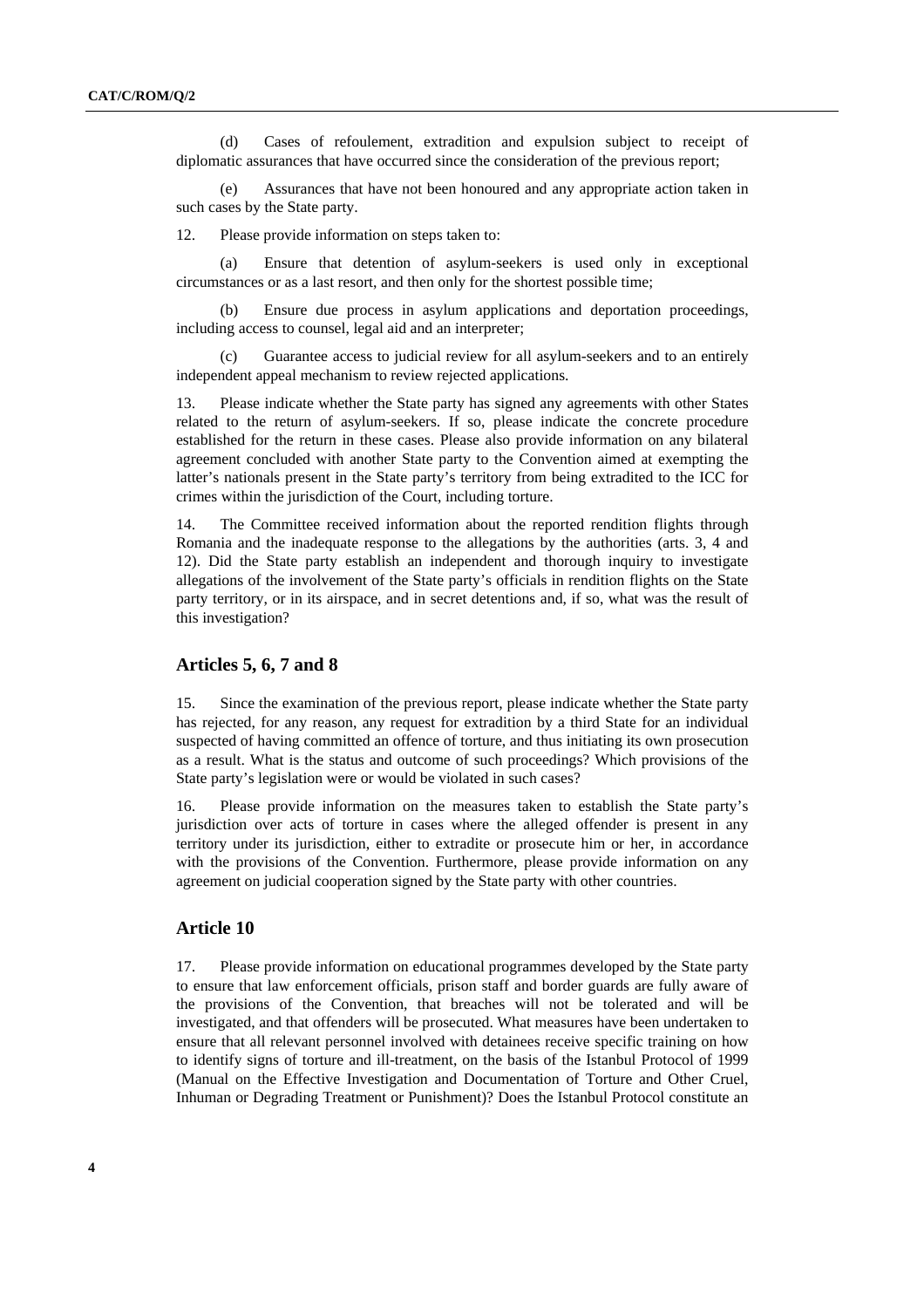(d) Cases of refoulement, extradition and expulsion subject to receipt of diplomatic assurances that have occurred since the consideration of the previous report;

(e) Assurances that have not been honoured and any appropriate action taken in such cases by the State party.

12. Please provide information on steps taken to:

(a) Ensure that detention of asylum-seekers is used only in exceptional circumstances or as a last resort, and then only for the shortest possible time;

(b) Ensure due process in asylum applications and deportation proceedings, including access to counsel, legal aid and an interpreter;

(c) Guarantee access to judicial review for all asylum-seekers and to an entirely independent appeal mechanism to review rejected applications.

13. Please indicate whether the State party has signed any agreements with other States related to the return of asylum-seekers. If so, please indicate the concrete procedure established for the return in these cases. Please also provide information on any bilateral agreement concluded with another State party to the Convention aimed at exempting the latter's nationals present in the State party's territory from being extradited to the ICC for crimes within the jurisdiction of the Court, including torture.

14. The Committee received information about the reported rendition flights through Romania and the inadequate response to the allegations by the authorities (arts. 3, 4 and 12). Did the State party establish an independent and thorough inquiry to investigate allegations of the involvement of the State party's officials in rendition flights on the State party territory, or in its airspace, and in secret detentions and, if so, what was the result of this investigation?

## Articles 5, 6, 7 and 8

15. Since the examination of the previous report, please indicate whether the State party has rejected, for any reason, any request for extradition by a third State for an individual suspected of having committed an offence of torture, and thus initiating its own prosecution as a result. What is the status and outcome of such proceedings? Which provisions of the State party's legislation were or would be violated in such cases?

16. Please provide information on the measures taken to establish the State party's jurisdiction over acts of torture in cases where the alleged offender is present in any territory under its jurisdiction, either to extradite or prosecute him or her, in accordance with the provisions of the Convention. Furthermore, please provide information on any agreement on judicial cooperation signed by the State party with other countries.

## Article 10

17. Please provide information on educational programmes developed by the State party to ensure that law enforcement officials, prison staff and border guards are fully aware of the provisions of the Convention, that breaches will not be tolerated and will be investigated, and that offenders will be prosecuted. What measures have been undertaken to ensure that all relevant personnel involved with detainees receive specific training on how to identify signs of torture and ill-treatment, on the basis of the Istanbul Protocol of 1999 (Manual on the Effective Investigation and Documentation of Torture and Other Cruel, Inhuman or Degrading Treatment or Punishment)? Does the Istanbul Protocol constitute an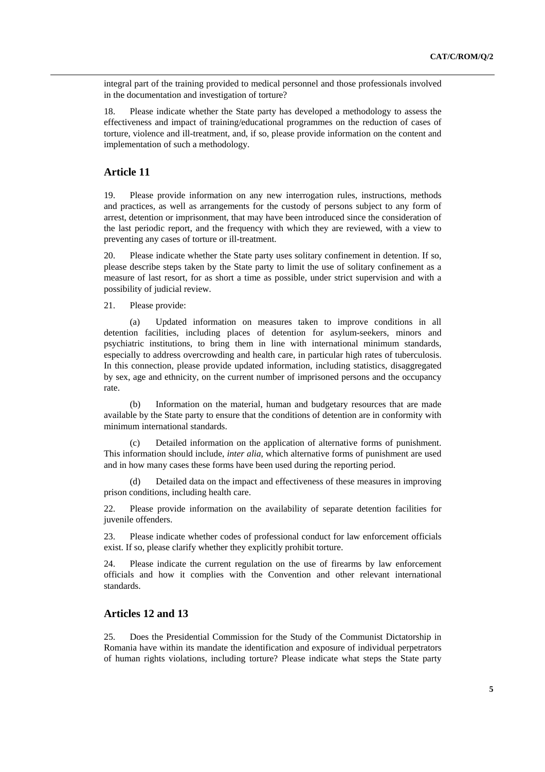integral part of the training provided to medical personnel and those professionals involved in the documentation and investigation of torture?

18. Please indicate whether the State party has developed a methodology to assess the effectiveness and impact of training/educational programmes on the reduction of cases of torture, violence and ill-treatment, and, if so, please provide information on the content and implementation of such a methodology.

## Article 11

19. Please provide information on any new interrogation rules, instructions, methods and practices, as well as arrangements for the custody of persons subject to any form of arrest, detention or imprisonment, that may have been introduced since the consideration of the last periodic report, and the frequency with which they are reviewed, with a view to preventing any cases of torture or ill-treatment.

20. Please indicate whether the State party uses solitary confinement in detention. If so, please describe steps taken by the State party to limit the use of solitary confinement as a measure of last resort, for as short a time as possible, under strict supervision and with a possibility of judicial review.

21. Please provide:

(a) Updated information on measures taken to improve conditions in all detention facilities, including places of detention for asylum-seekers, minors and psychiatric institutions, to bring them in line with international minimum standards, especially to address overcrowding and health care, in particular high rates of tuberculosis. In this connection, please provide updated information, including statistics, disaggregated by sex, age and ethnicity, on the current number of imprisoned persons and the occupancy rate.

(b) Information on the material, human and budgetary resources that are made available by the State party to ensure that the conditions of detention are in conformity with minimum international standards.

(c) Detailed information on the application of alternative forms of punishment. This information should include, *inter alia*, which alternative forms of punishment are used and in how many cases these forms have been used during the reporting period.

(d) Detailed data on the impact and effectiveness of these measures in improving prison conditions, including health care.

22. Please provide information on the availability of separate detention facilities for juvenile offenders.

23. Please indicate whether codes of professional conduct for law enforcement officials exist. If so, please clarify whether they explicitly prohibit torture.

24. Please indicate the current regulation on the use of firearms by law enforcement officials and how it complies with the Convention and other relevant international standards.

## Articles 12 and 13

25. Does the Presidential Commission for the Study of the Communist Dictatorship in Romania have within its mandate the identification and exposure of individual perpetrators of human rights violations, including torture? Please indicate what steps the State party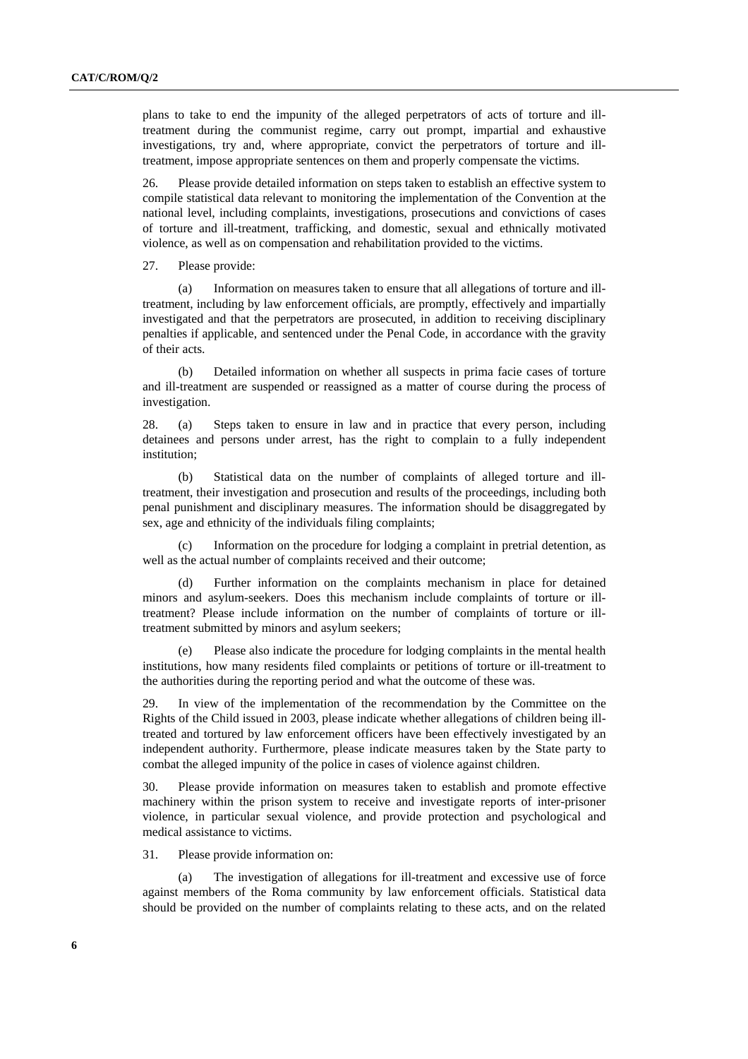plans to take to end the impunity of the alleged perpetrators of acts of torture and ill-treatment during the communist regime, carry out prompt, impartial and exhaustive investigations, try and, where appropriate, convict the perpetrators of torture and ill-treatment, impose appropriate sentences on them and properly compensate the victims.

26. Please provide detailed information on steps taken to establish an effective system to compile statistical data relevant to monitoring the implementation of the Convention at the national level, including complaints, investigations, prosecutions and convictions of cases of torture and ill-treatment, trafficking, and domestic, sexual and ethnically motivated violence, as well as on compensation and rehabilitation provided to the victims.

27. Please provide:

(a) Information on measures taken to ensure that all allegations of torture and ill-treatment, including by law enforcement officials, are promptly, effectively and impartially investigated and that the perpetrators are prosecuted, in addition to receiving disciplinary penalties if applicable, and sentenced under the Penal Code, in accordance with the gravity of their acts.

(b) Detailed information on whether all suspects in prima facie cases of torture and ill-treatment are suspended or reassigned as a matter of course during the process of investigation.

28. (a) Steps taken to ensure in law and in practice that every person, including detainees and persons under arrest, has the right to complain to a fully independent institution;

(b) Statistical data on the number of complaints of alleged torture and ill-treatment, their investigation and prosecution and results of the proceedings, including both penal punishment and disciplinary measures. The information should be disaggregated by sex, age and ethnicity of the individuals filing complaints;

(c) Information on the procedure for lodging a complaint in pretrial detention, as well as the actual number of complaints received and their outcome;

(d) Further information on the complaints mechanism in place for detained minors and asylum-seekers. Does this mechanism include complaints of torture or ill-treatment? Please include information on the number of complaints of torture or ill-treatment submitted by minors and asylum seekers;

(e) Please also indicate the procedure for lodging complaints in the mental health institutions, how many residents filed complaints or petitions of torture or ill-treatment to the authorities during the reporting period and what the outcome of these was.

29. In view of the implementation of the recommendation by the Committee on the Rights of the Child issued in 2003, please indicate whether allegations of children being ill-treated and tortured by law enforcement officers have been effectively investigated by an independent authority. Furthermore, please indicate measures taken by the State party to combat the alleged impunity of the police in cases of violence against children.

30. Please provide information on measures taken to establish and promote effective machinery within the prison system to receive and investigate reports of inter-prisoner violence, in particular sexual violence, and provide protection and psychological and medical assistance to victims.

31. Please provide information on:

(a) The investigation of allegations for ill-treatment and excessive use of force against members of the Roma community by law enforcement officials. Statistical data should be provided on the number of complaints relating to these acts, and on the related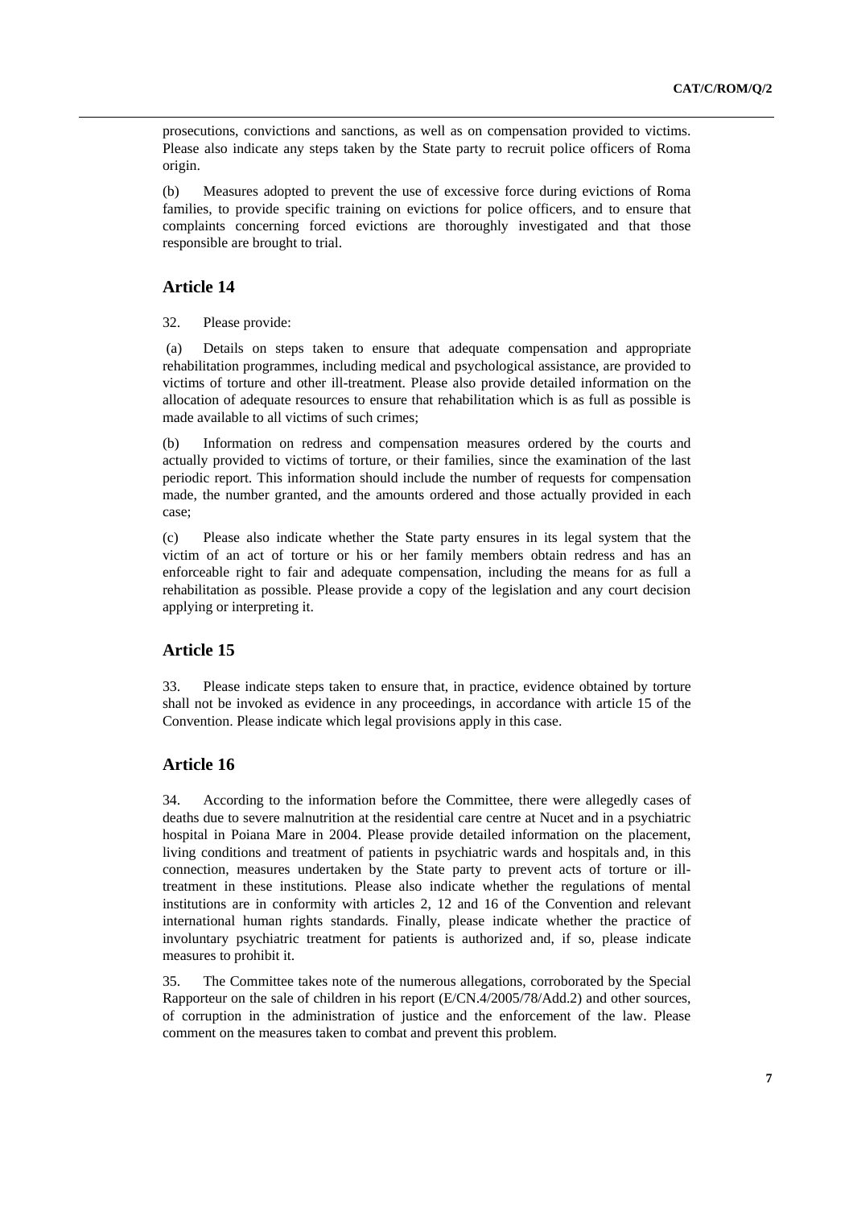prosecutions, convictions and sanctions, as well as on compensation provided to victims. Please also indicate any steps taken by the State party to recruit police officers of Roma origin.

(b) Measures adopted to prevent the use of excessive force during evictions of Roma families, to provide specific training on evictions for police officers, and to ensure that complaints concerning forced evictions are thoroughly investigated and that those responsible are brought to trial.

## Article 14

32. Please provide:

(a) Details on steps taken to ensure that adequate compensation and appropriate rehabilitation programmes, including medical and psychological assistance, are provided to victims of torture and other ill-treatment. Please also provide detailed information on the allocation of adequate resources to ensure that rehabilitation which is as full as possible is made available to all victims of such crimes;

(b) Information on redress and compensation measures ordered by the courts and actually provided to victims of torture, or their families, since the examination of the last periodic report. This information should include the number of requests for compensation made, the number granted, and the amounts ordered and those actually provided in each case;

(c) Please also indicate whether the State party ensures in its legal system that the victim of an act of torture or his or her family members obtain redress and has an enforceable right to fair and adequate compensation, including the means for as full a rehabilitation as possible. Please provide a copy of the legislation and any court decision applying or interpreting it.

## Article 15

33. Please indicate steps taken to ensure that, in practice, evidence obtained by torture shall not be invoked as evidence in any proceedings, in accordance with article 15 of the Convention. Please indicate which legal provisions apply in this case.

## Article 16

34. According to the information before the Committee, there were allegedly cases of deaths due to severe malnutrition at the residential care centre at Nucet and in a psychiatric hospital in Poiana Mare in 2004. Please provide detailed information on the placement, living conditions and treatment of patients in psychiatric wards and hospitals and, in this connection, measures undertaken by the State party to prevent acts of torture or ill-treatment in these institutions. Please also indicate whether the regulations of mental institutions are in conformity with articles 2, 12 and 16 of the Convention and relevant international human rights standards. Finally, please indicate whether the practice of involuntary psychiatric treatment for patients is authorized and, if so, please indicate measures to prohibit it.

35. The Committee takes note of the numerous allegations, corroborated by the Special Rapporteur on the sale of children in his report (E/CN.4/2005/78/Add.2) and other sources, of corruption in the administration of justice and the enforcement of the law. Please comment on the measures taken to combat and prevent this problem.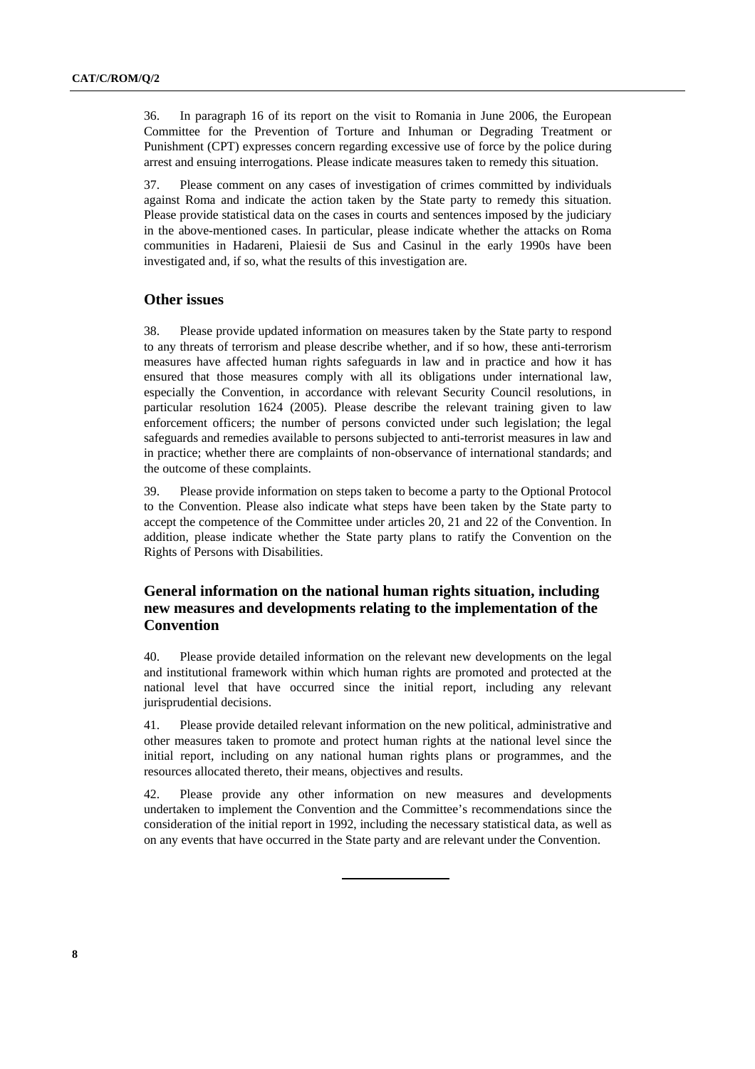36. In paragraph 16 of its report on the visit to Romania in June 2006, the European Committee for the Prevention of Torture and Inhuman or Degrading Treatment or Punishment (CPT) expresses concern regarding excessive use of force by the police during arrest and ensuing interrogations. Please indicate measures taken to remedy this situation.

37. Please comment on any cases of investigation of crimes committed by individuals against Roma and indicate the action taken by the State party to remedy this situation. Please provide statistical data on the cases in courts and sentences imposed by the judiciary in the above-mentioned cases. In particular, please indicate whether the attacks on Roma communities in Hadareni, Plaiesii de Sus and Casinul in the early 1990s have been investigated and, if so, what the results of this investigation are.

## Other issues

38. Please provide updated information on measures taken by the State party to respond to any threats of terrorism and please describe whether, and if so how, these anti-terrorism measures have affected human rights safeguards in law and in practice and how it has ensured that those measures comply with all its obligations under international law, especially the Convention, in accordance with relevant Security Council resolutions, in particular resolution 1624 (2005). Please describe the relevant training given to law enforcement officers; the number of persons convicted under such legislation; the legal safeguards and remedies available to persons subjected to anti-terrorist measures in law and in practice; whether there are complaints of non-observance of international standards; and the outcome of these complaints.

39. Please provide information on steps taken to become a party to the Optional Protocol to the Convention. Please also indicate what steps have been taken by the State party to accept the competence of the Committee under articles 20, 21 and 22 of the Convention. In addition, please indicate whether the State party plans to ratify the Convention on the Rights of Persons with Disabilities.

## General information on the national human rights situation, including new measures and developments relating to the implementation of the Convention

40. Please provide detailed information on the relevant new developments on the legal and institutional framework within which human rights are promoted and protected at the national level that have occurred since the initial report, including any relevant jurisprudential decisions.

41. Please provide detailed relevant information on the new political, administrative and other measures taken to promote and protect human rights at the national level since the initial report, including on any national human rights plans or programmes, and the resources allocated thereto, their means, objectives and results.

42. Please provide any other information on new measures and developments undertaken to implement the Convention and the Committee's recommendations since the consideration of the initial report in 1992, including the necessary statistical data, as well as on any events that have occurred in the State party and are relevant under the Convention.